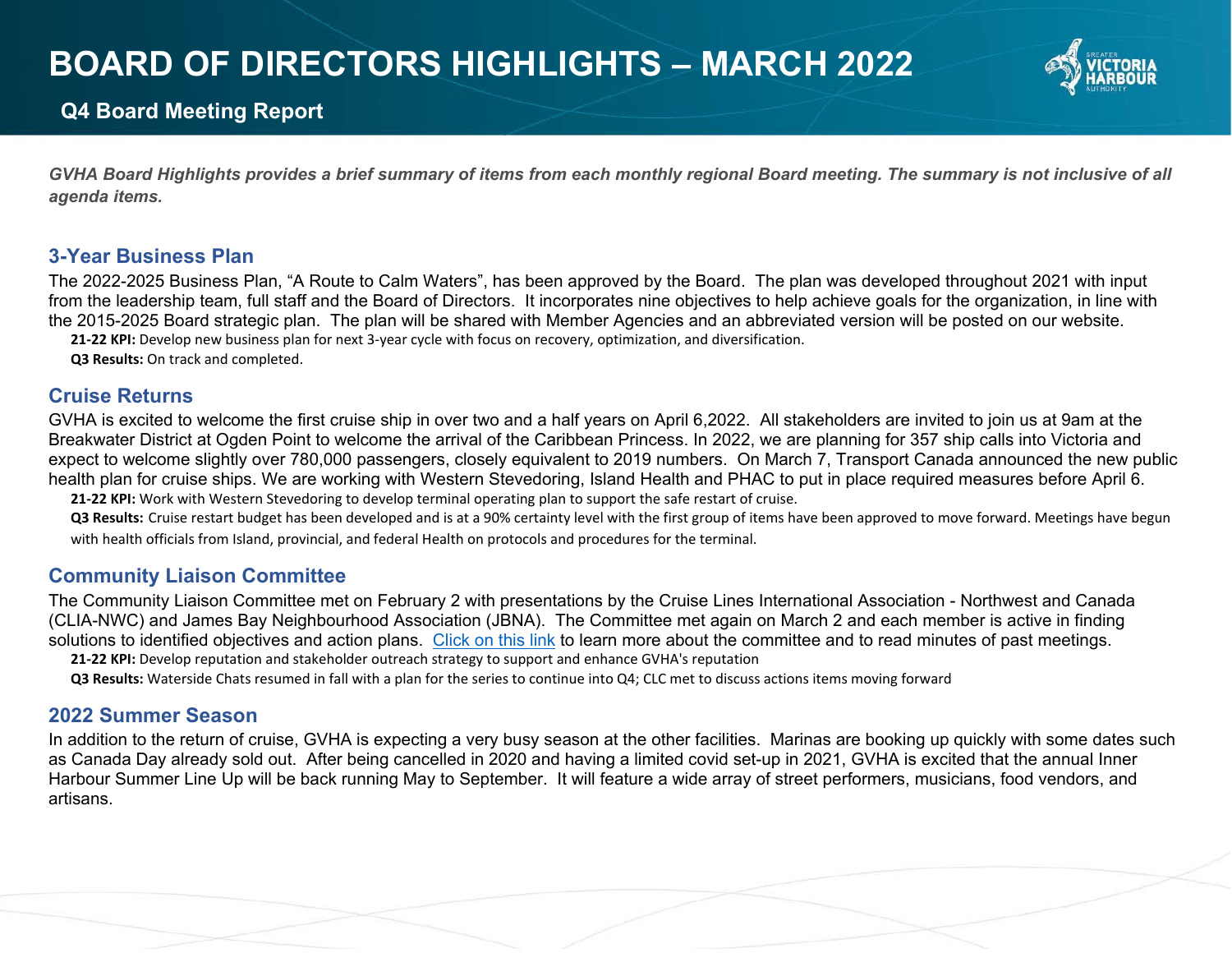# BOARD OF DIRECTORS HIGHLIGHTS – MARCH 2022

**Q4 Board Meeting Report**

*GVHA Board Highlights provides a brief summary of items from each monthly regional Board meeting. The summary is not inclusive of all agenda items.*

## 3-Year Business Plan

The 2022-2025 Business Plan, "A Route to Calm Waters", has been approved by the Board. The plan was developed throughout 2021 with input from the leadership team, full staff and the Board of Directors. It incorporates nine objectives to help achieve goals for the organization, in line with the 2015-2025 Board strategic plan. The plan will be shared with Member Agencies and an abbreviated version will be posted on our website.

**21-22 KPI:** Develop new business plan for next 3-year cycle with focus on recovery, optimization, and diversification.

**Q3 Results:** On track and completed.

## Cruise Returns

GVHA is excited to welcome the first cruise ship in over two and a half years on April 6,2022. All stakeholders are invited to join us at 9am at the Breakwater District at Ogden Point to welcome the arrival of the Caribbean Princess. In 2022, we are planning for 357 ship calls into Victoria and expect to welcome slightly over 780,000 passengers, closely equivalent to 2019 numbers. On March 7, Transport Canada announced the new public health plan for cruise ships. We are working with Western Stevedoring, Island Health and PHAC to put in place required measures before April 6.

**21-22 KPI:** Work with Western Stevedoring to develop terminal operating plan to support the safe restart of cruise.

**Q3 Results:** Cruise restart budget has been developed and is at a 90% certainty level with the first group of items have been approved to move forward. Meetings have begun with health officials from Island, provincial, and federal Health on protocols and procedures for the terminal.

## Community Liaison Committee

The Community Liaison Committee met on February 2 with presentations by the Cruise Lines International Association - Northwest and Canada (CLIA-NWC) and James Bay Neighbourhood Association (JBNA). The Committee met again on March 2 and each member is active in finding solutions to identified objectives and action plans. Click on this link to learn more about the committee and to read minutes of past meetings.

**21-22 KPI:** Develop reputation and stakeholder outreach strategy to support and enhance GVHA's reputation

**Q3 Results:** Waterside Chats resumed in fall with a plan for the series to continue into Q4; CLC met to discuss actions items moving forward

## 2022 Summer Season

In addition to the return of cruise, GVHA is expecting a very busy season at the other facilities. Marinas are booking up quickly with some dates such as Canada Day already sold out. After being cancelled in 2020 and having a limited covid set-up in 2021, GVHA is excited that the annual Inner Harbour Summer Line Up will be back running May to September. It will feature a wide array of street performers, musicians, food vendors, and artisans.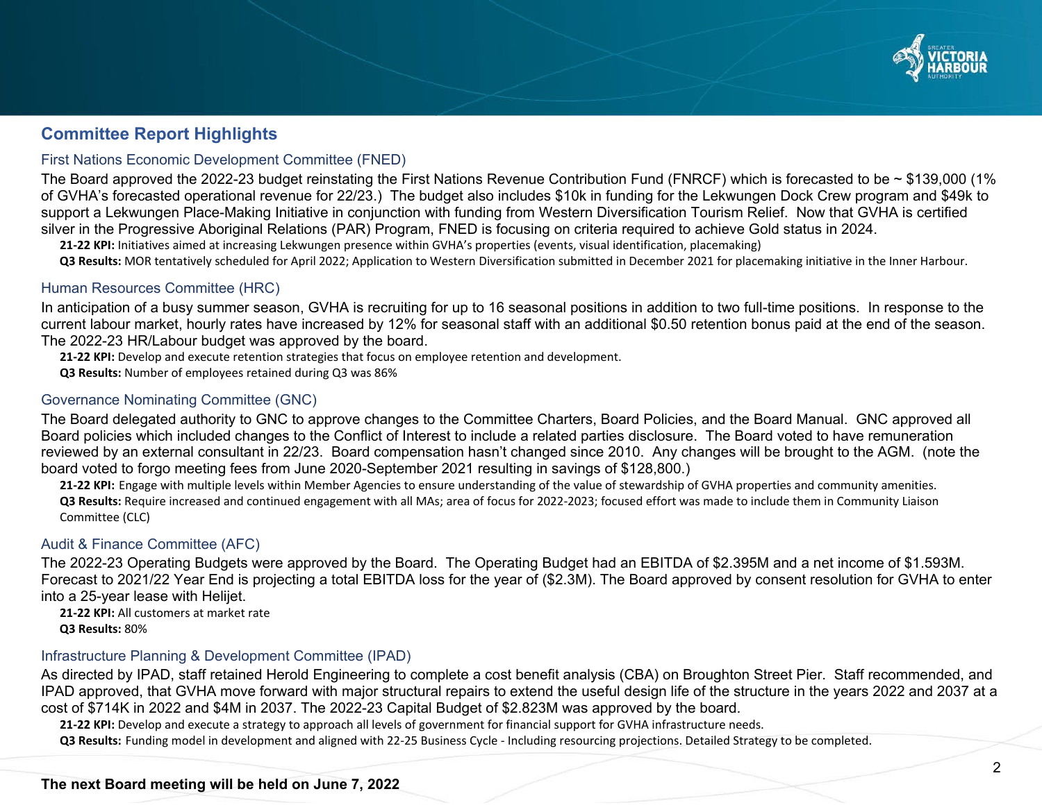## Committee Report Highlights

### First Nations Economic Development Committee (FNED)

The Board approved the 2022-23 budget reinstating the First Nations Revenue Contribution Fund (FNRCF) which is forecasted to be ~ $139,000 (1% of GVHA's forecasted operational revenue for 22/23.) The budget also includes $10k in funding for the Lekwungen Dock Crew program and $49k to support a Lekwungen Place-Making Initiative in conjunction with funding from Western Diversification Tourism Relief. Now that GVHA is certified silver in the Progressive Aboriginal Relations (PAR) Program, FNED is focusing on criteria required to achieve Gold status in 2024.

**21-22 KPI:** Initiatives aimed at increasing Lekwungen presence within GVHA's properties (events, visual identification, placemaking)

**Q3 Results:** MOR tentatively scheduled for April 2022; Application to Western Diversification submitted in December 2021 for placemaking initiative in the Inner Harbour.

### Human Resources Committee (HRC)

In anticipation of a busy summer season, GVHA is recruiting for up to 16 seasonal positions in addition to two full-time positions. In response to the current labour market, hourly rates have increased by 12% for seasonal staff with an additional $0.50 retention bonus paid at the end of the season. The 2022-23 HR/Labour budget was approved by the board.

**21-22 KPI:** Develop and execute retention strategies that focus on employee retention and development.

**Q3 Results:** Number of employees retained during Q3 was 86%

### Governance Nominating Committee (GNC)

The Board delegated authority to GNC to approve changes to the Committee Charters, Board Policies, and the Board Manual. GNC approved all Board policies which included changes to the Conflict of Interest to include a related parties disclosure. The Board voted to have remuneration reviewed by an external consultant in 22/23. Board compensation hasn't changed since 2010. Any changes will be brought to the AGM. (note the board voted to forgo meeting fees from June 2020-September 2021 resulting in savings of $128,800.)

**21-22 KPI:** Engage with multiple levels within Member Agencies to ensure understanding of the value of stewardship of GVHA properties and community amenities.

**Q3 Results:** Require increased and continued engagement with all MAs; area of focus for 2022-2023; focused effort was made to include them in Community Liaison Committee (CLC)

### Audit & Finance Committee (AFC)

The 2022-23 Operating Budgets were approved by the Board. The Operating Budget had an EBITDA of $2.395M and a net income of $1.593M. Forecast to 2021/22 Year End is projecting a total EBITDA loss for the year of ($2.3M). The Board approved by consent resolution for GVHA to enter into a 25-year lease with Helijet.

**21-22 KPI:** All customers at market rate

**Q3 Results:** 80%

### Infrastructure Planning & Development Committee (IPAD)

As directed by IPAD, staff retained Herold Engineering to complete a cost benefit analysis (CBA) on Broughton Street Pier. Staff recommended, and IPAD approved, that GVHA move forward with major structural repairs to extend the useful design life of the structure in the years 2022 and 2037 at a cost of $714K in 2022 and $4M in 2037. The 2022-23 Capital Budget of $2.823M was approved by the board.

**21-22 KPI:** Develop and execute a strategy to approach all levels of government for financial support for GVHA infrastructure needs.

**Q3 Results:** Funding model in development and aligned with 22-25 Business Cycle - Including resourcing projections. Detailed Strategy to be completed.

**The next Board meeting will be held on June 7, 2022**